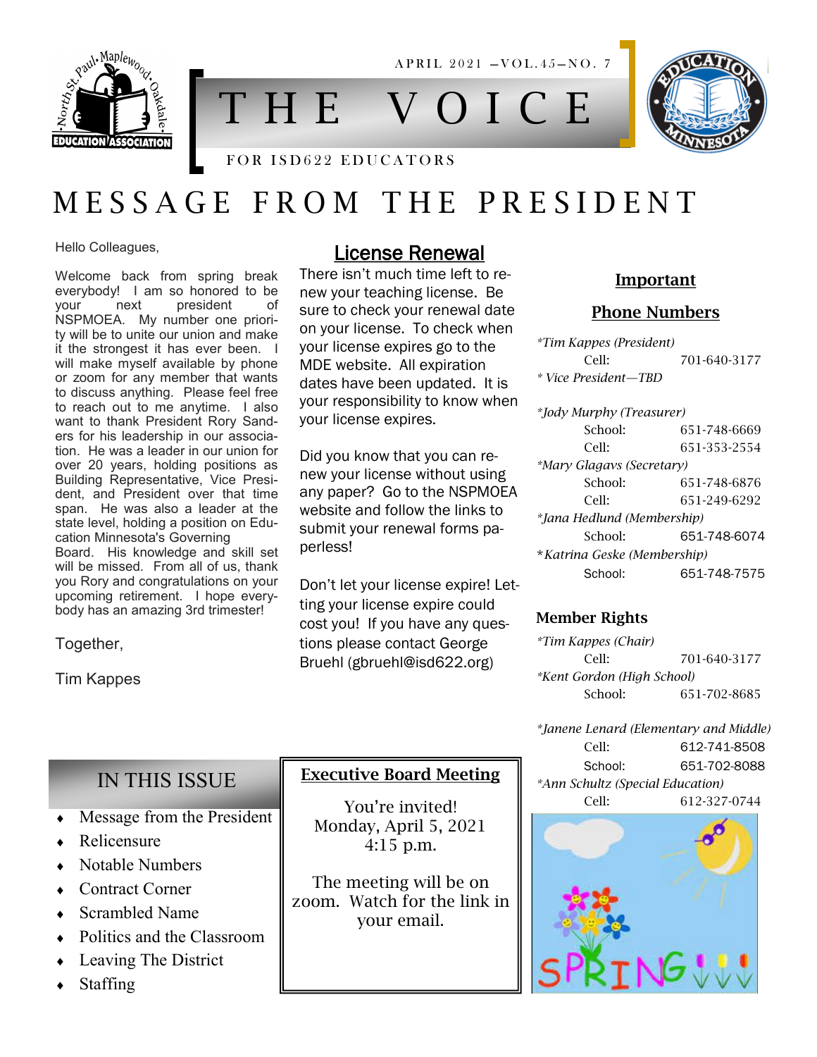APRIL 2021 —VOL.45—NO. 7

# THE VOICE

FOR ISD622 EDUCATORS

# MESSAGE FROM THE PRESIDENT

Hello Colleagues,

Welcome back from spring break everybody! I am so honored to be your next president of NSPMOEA. My number one priority will be to unite our union and make it the strongest it has ever been. I will make myself available by phone or zoom for any member that wants to discuss anything. Please feel free to reach out to me anytime. I also want to thank President Rory Sanders for his leadership in our association. He was a leader in our union for over 20 years, holding positions as Building Representative, Vice President, and President over that time span. He was also a leader at the state level, holding a position on Education Minnesota's Governing Board. His knowledge and skill set will be missed. From all of us, thank you Rory and congratulations on your upcoming retirement. I hope everybody has an amazing 3rd trimester!

Together,

Tim Kappes

## License Renewal

There isn't much time left to renew your teaching license. Be sure to check your renewal date on your license. To check when your license expires go to the MDE website. All expiration dates have been updated. It is your responsibility to know when your license expires.

Did you know that you can renew your license without using any paper? Go to the NSPMOEA website and follow the links to submit your renewal forms paperless!

Don't let your license expire! Letting your license expire could cost you! If you have any questions please contact George Bruehl (gbruehl@isd622.org)

## Important Phone Numbers

*Tim Kappes (President)*
Cell: 701-640-3177

*\* Vice President—TBD*

*\*Jody Murphy (Treasurer)*
School: 651-748-6669
Cell: 651-353-2554

*\*Mary Glagavs (Secretary)*
School: 651-748-6876
Cell: 651-249-6292

*\*Jana Hedlund (Membership)*
School: 651-748-6074

*\*Katrina Geske (Membership)*
School: 651-748-7575

## Member Rights

*\*Tim Kappes (Chair)*
Cell: 701-640-3177

*\*Kent Gordon (High School)*
School: 651-702-8685

*\*Janene Lenard (Elementary and Middle)*
Cell: 612-741-8508
School: 651-702-8088

*\*Ann Schultz (Special Education)*
Cell: 612-327-0744

## IN THIS ISSUE

- Message from the President
- Relicensure
- Notable Numbers
- Contract Corner
- Scrambled Name
- Politics and the Classroom
- Leaving The District
- Staffing

## Executive Board Meeting

You're invited!
Monday, April 5, 2021
4:15 p.m.

The meeting will be on zoom. Watch for the link in your email.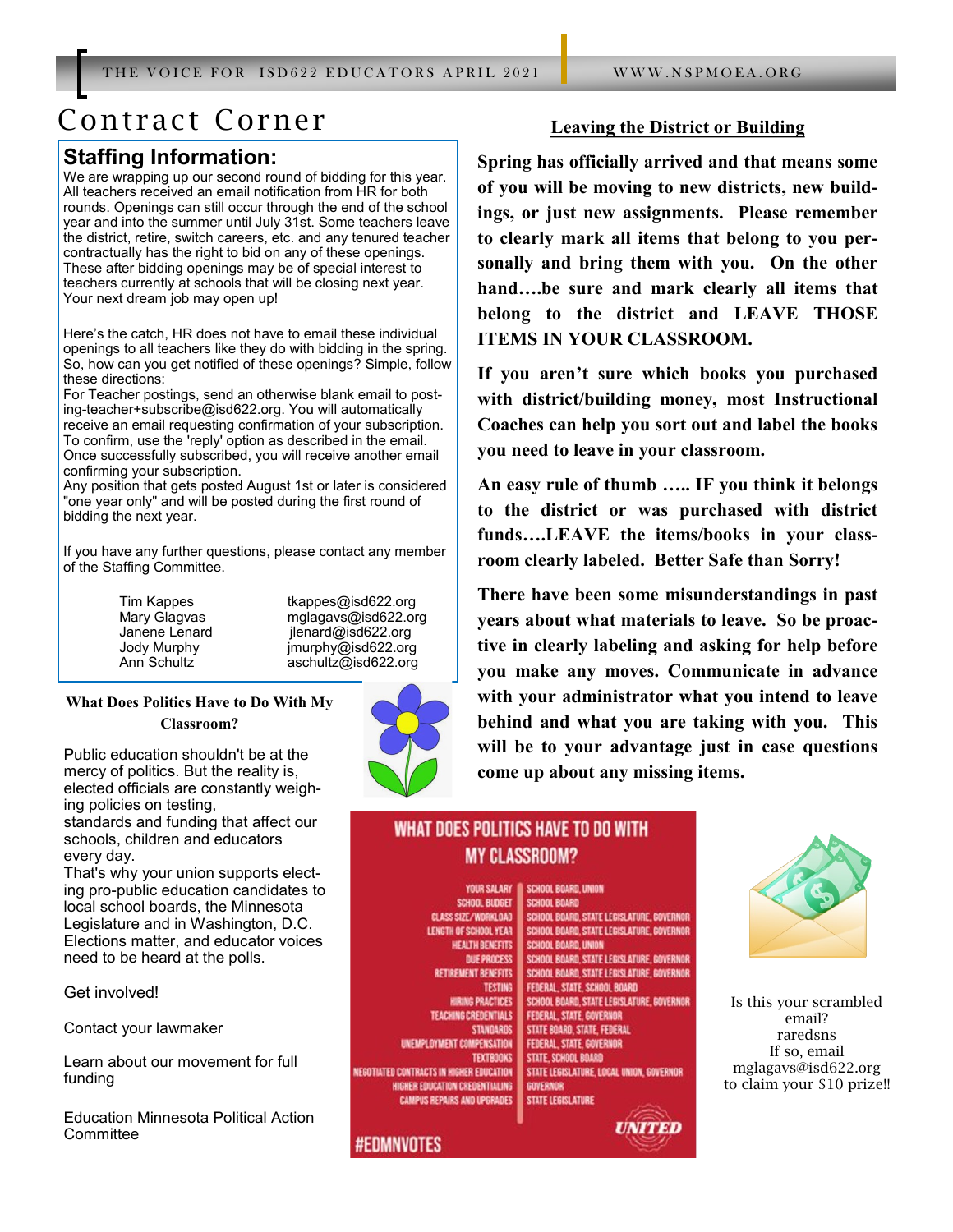# Contract Corner

## Staffing Information:

We are wrapping up our second round of bidding for this year. All teachers received an email notification from HR for both rounds. Openings can still occur through the end of the school year and into the summer until July 31st. Some teachers leave the district, retire, switch careers, etc. and any tenured teacher contractually has the right to bid on any of these openings. These after bidding openings may be of special interest to teachers currently at schools that will be closing next year. Your next dream job may open up!

Here's the catch, HR does not have to email these individual openings to all teachers like they do with bidding in the spring. So, how can you get notified of these openings? Simple, follow these directions:

For Teacher postings, send an otherwise blank email to posting-teacher+subscribe@isd622.org. You will automatically receive an email requesting confirmation of your subscription. To confirm, use the 'reply' option as described in the email. Once successfully subscribed, you will receive another email confirming your subscription.

Any position that gets posted August 1st or later is considered "one year only" and will be posted during the first round of bidding the next year.

If you have any further questions, please contact any member of the Staffing Committee.

| | |
|---|---|
| Tim Kappes | tkappes@isd622.org |
| Mary Glagvas | mglagavs@isd622.org |
| Janene Lenard | jlenard@isd622.org |
| Jody Murphy | jmurphy@isd622.org |
| Ann Schultz | aschultz@isd622.org |

### What Does Politics Have to Do With My Classroom?

Public education shouldn't be at the mercy of politics. But the reality is, elected officials are constantly weighing policies on testing, standards and funding that affect our schools, children and educators every day.

That's why your union supports electing pro-public education candidates to local school boards, the Minnesota Legislature and in Washington, D.C. Elections matter, and educator voices need to be heard at the polls.

Get involved!

Contact your lawmaker

Learn about our movement for full funding

Education Minnesota Political Action Committee

## Leaving the District or Building

**Spring has officially arrived and that means some of you will be moving to new districts, new buildings, or just new assignments. Please remember to clearly mark all items that belong to you personally and bring them with you. On the other hand….be sure and mark clearly all items that belong to the district and LEAVE THOSE ITEMS IN YOUR CLASSROOM.**

**If you aren't sure which books you purchased with district/building money, most Instructional Coaches can help you sort out and label the books you need to leave in your classroom.**

**An easy rule of thumb ….. IF you think it belongs to the district or was purchased with district funds….LEAVE the items/books in your classroom clearly labeled. Better Safe than Sorry!**

**There have been some misunderstandings in past years about what materials to leave. So be proactive in clearly labeling and asking for help before you make any moves. Communicate in advance with your administrator what you intend to leave behind and what you are taking with you. This will be to your advantage just in case questions come up about any missing items.**

### WHAT DOES POLITICS HAVE TO DO WITH MY CLASSROOM?

| | |
|---|---|
| YOUR SALARY | SCHOOL BOARD, UNION |
| SCHOOL BUDGET | SCHOOL BOARD |
| CLASS SIZE/WORKLOAD | SCHOOL BOARD, STATE LEGISLATURE, GOVERNOR |
| LENGTH OF SCHOOL YEAR | SCHOOL BOARD, STATE LEGISLATURE, GOVERNOR |
| HEALTH BENEFITS | SCHOOL BOARD, UNION |
| DUE PROCESS | SCHOOL BOARD, STATE LEGISLATURE, GOVERNOR |
| RETIREMENT BENEFITS | SCHOOL BOARD, STATE LEGISLATURE, GOVERNOR |
| TESTING | FEDERAL, STATE, SCHOOL BOARD |
| HIRING PRACTICES | SCHOOL BOARD, STATE LEGISLATURE, GOVERNOR |
| TEACHING CREDENTIALS | FEDERAL, STATE, GOVERNOR |
| STANDARDS | STATE BOARD, STATE, FEDERAL |
| UNEMPLOYMENT COMPENSATION | FEDERAL, STATE, GOVERNOR |
| TEXTBOOKS | STATE, SCHOOL BOARD |
| NEGOTIATED CONTRACTS IN HIGHER EDUCATION | STATE LEGISLATURE, LOCAL UNION, GOVERNOR |
| HIGHER EDUCATION CREDENTIALING | GOVERNOR |
| CAMPUS REPAIRS AND UPGRADES | STATE LEGISLATURE |

#EDMNVOTES

UNITED

Is this your scrambled email?
raredsns
If so, email
mglagavs@isd622.org
to claim your $10 prize!!